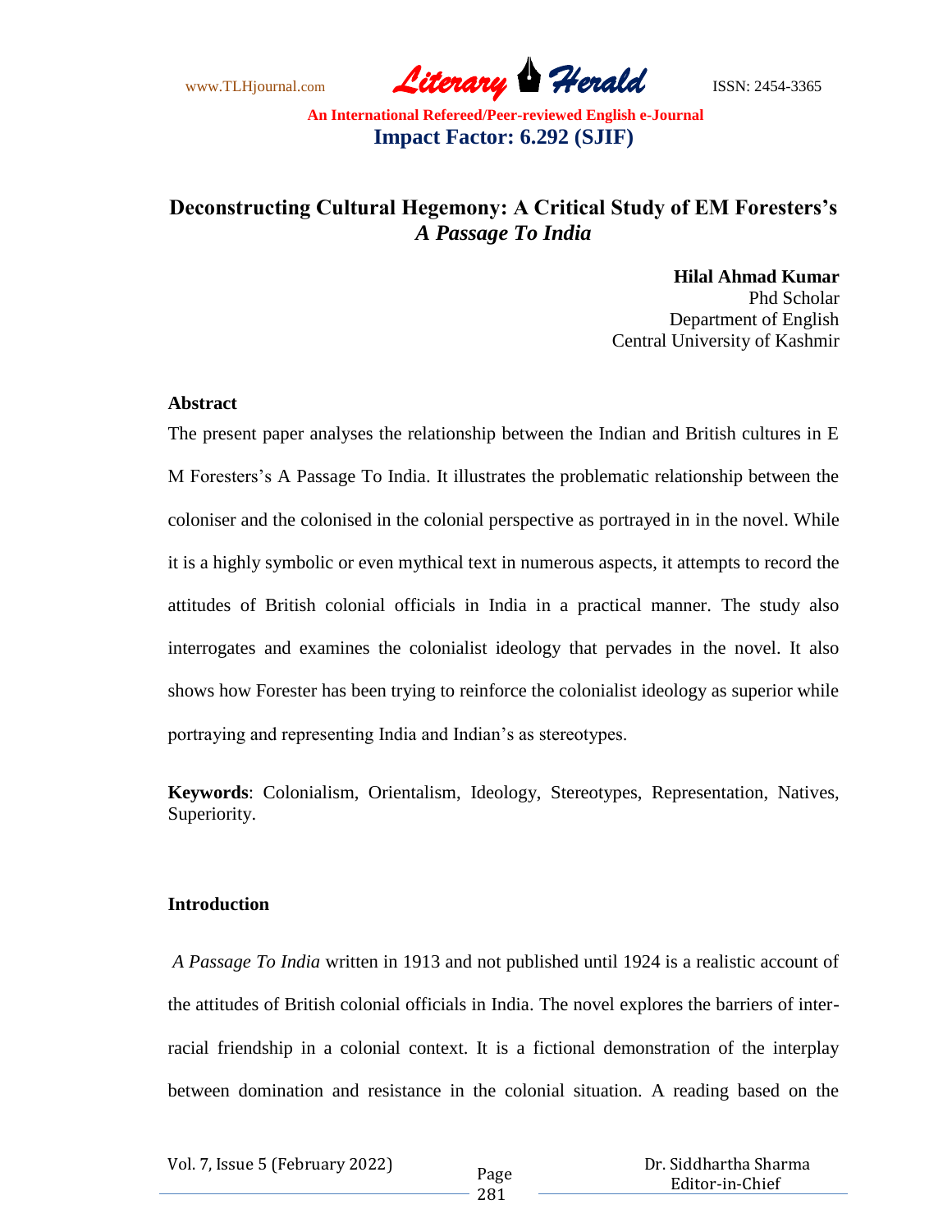# Deconstructing Cultural Hegemony: A Critical Study of EM Foresters's *A Passage To India*

**Hilal Ahmad Kumar**
Phd Scholar
Department of English
Central University of Kashmir

## Abstract

The present paper analyses the relationship between the Indian and British cultures in E M Foresters's A Passage To India. It illustrates the problematic relationship between the coloniser and the colonised in the colonial perspective as portrayed in in the novel. While it is a highly symbolic or even mythical text in numerous aspects, it attempts to record the attitudes of British colonial officials in India in a practical manner. The study also interrogates and examines the colonialist ideology that pervades in the novel. It also shows how Forester has been trying to reinforce the colonialist ideology as superior while portraying and representing India and Indian's as stereotypes.

**Keywords**: Colonialism, Orientalism, Ideology, Stereotypes, Representation, Natives, Superiority.

## Introduction

*A Passage To India* written in 1913 and not published until 1924 is a realistic account of the attitudes of British colonial officials in India. The novel explores the barriers of inter-racial friendship in a colonial context. It is a fictional demonstration of the interplay between domination and resistance in the colonial situation. A reading based on the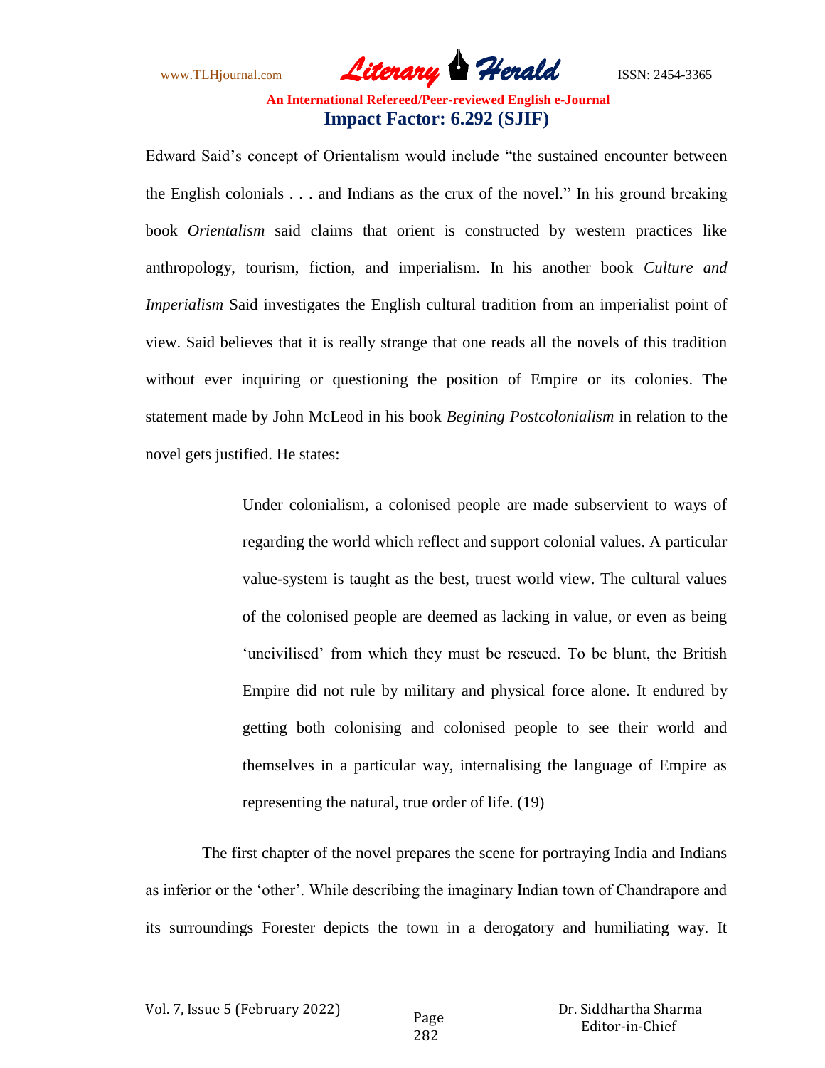Edward Said's concept of Orientalism would include "the sustained encounter between the English colonials . . . and Indians as the crux of the novel." In his ground breaking book *Orientalism* said claims that orient is constructed by western practices like anthropology, tourism, fiction, and imperialism. In his another book *Culture and Imperialism* Said investigates the English cultural tradition from an imperialist point of view. Said believes that it is really strange that one reads all the novels of this tradition without ever inquiring or questioning the position of Empire or its colonies. The statement made by John McLeod in his book *Begining Postcolonialism* in relation to the novel gets justified. He states:

> Under colonialism, a colonised people are made subservient to ways of regarding the world which reflect and support colonial values. A particular value-system is taught as the best, truest world view. The cultural values of the colonised people are deemed as lacking in value, or even as being 'uncivilised' from which they must be rescued. To be blunt, the British Empire did not rule by military and physical force alone. It endured by getting both colonising and colonised people to see their world and themselves in a particular way, internalising the language of Empire as representing the natural, true order of life. (19)

The first chapter of the novel prepares the scene for portraying India and Indians as inferior or the 'other'. While describing the imaginary Indian town of Chandrapore and its surroundings Forester depicts the town in a derogatory and humiliating way. It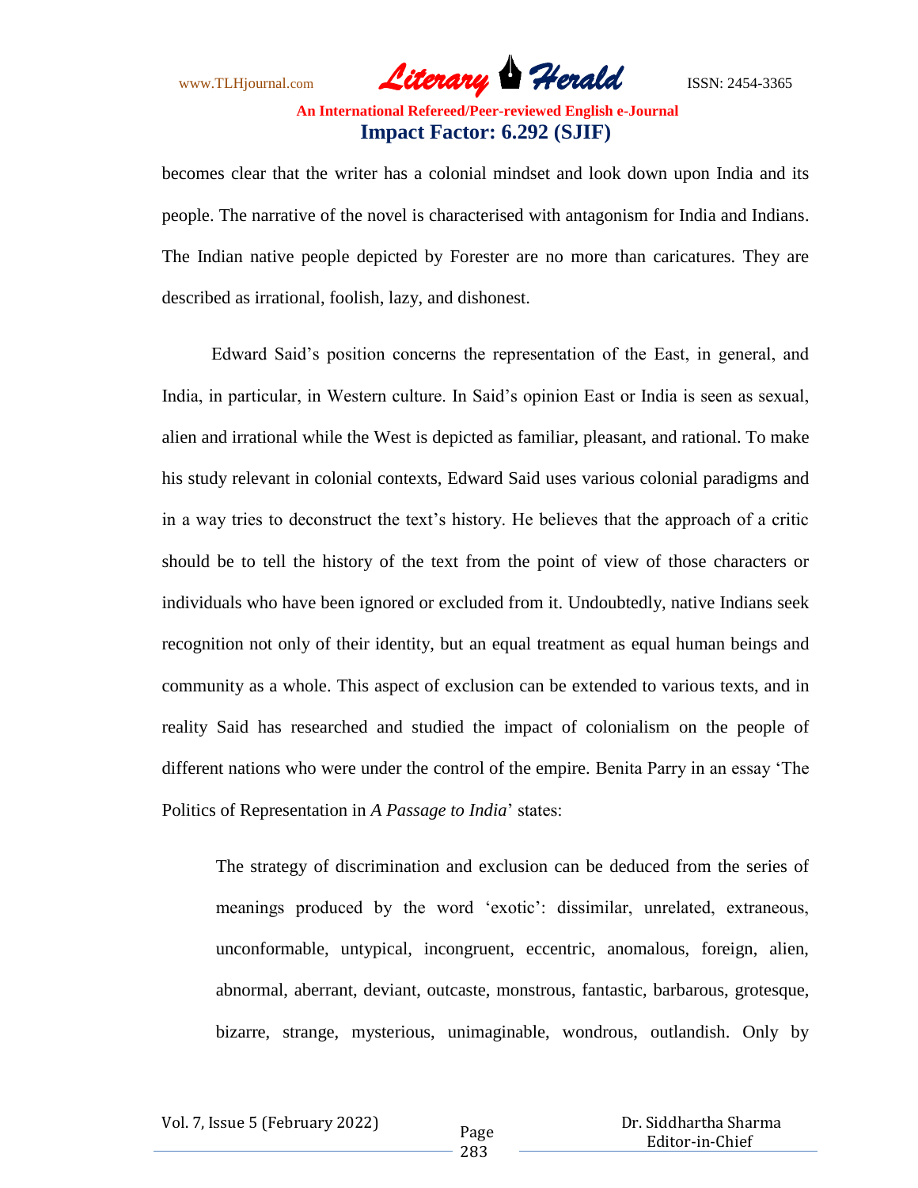becomes clear that the writer has a colonial mindset and look down upon India and its people. The narrative of the novel is characterised with antagonism for India and Indians. The Indian native people depicted by Forester are no more than caricatures. They are described as irrational, foolish, lazy, and dishonest.

Edward Said's position concerns the representation of the East, in general, and India, in particular, in Western culture. In Said's opinion East or India is seen as sexual, alien and irrational while the West is depicted as familiar, pleasant, and rational. To make his study relevant in colonial contexts, Edward Said uses various colonial paradigms and in a way tries to deconstruct the text's history. He believes that the approach of a critic should be to tell the history of the text from the point of view of those characters or individuals who have been ignored or excluded from it. Undoubtedly, native Indians seek recognition not only of their identity, but an equal treatment as equal human beings and community as a whole. This aspect of exclusion can be extended to various texts, and in reality Said has researched and studied the impact of colonialism on the people of different nations who were under the control of the empire. Benita Parry in an essay 'The Politics of Representation in *A Passage to India*' states:

> The strategy of discrimination and exclusion can be deduced from the series of meanings produced by the word 'exotic': dissimilar, unrelated, extraneous, unconformable, untypical, incongruent, eccentric, anomalous, foreign, alien, abnormal, aberrant, deviant, outcaste, monstrous, fantastic, barbarous, grotesque, bizarre, strange, mysterious, unimaginable, wondrous, outlandish. Only by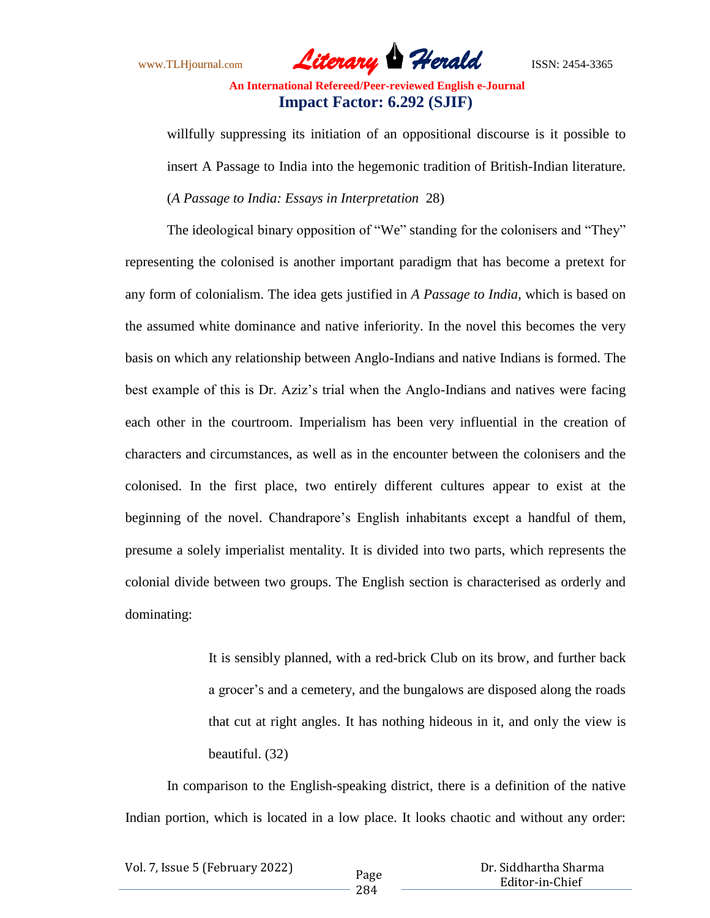> willfully suppressing its initiation of an oppositional discourse is it possible to insert A Passage to India into the hegemonic tradition of British-Indian literature. (*A Passage to India: Essays in Interpretation* 28)

The ideological binary opposition of "We" standing for the colonisers and "They" representing the colonised is another important paradigm that has become a pretext for any form of colonialism. The idea gets justified in *A Passage to India*, which is based on the assumed white dominance and native inferiority. In the novel this becomes the very basis on which any relationship between Anglo-Indians and native Indians is formed. The best example of this is Dr. Aziz's trial when the Anglo-Indians and natives were facing each other in the courtroom. Imperialism has been very influential in the creation of characters and circumstances, as well as in the encounter between the colonisers and the colonised. In the first place, two entirely different cultures appear to exist at the beginning of the novel. Chandrapore's English inhabitants except a handful of them, presume a solely imperialist mentality. It is divided into two parts, which represents the colonial divide between two groups. The English section is characterised as orderly and dominating:

> It is sensibly planned, with a red-brick Club on its brow, and further back a grocer's and a cemetery, and the bungalows are disposed along the roads that cut at right angles. It has nothing hideous in it, and only the view is beautiful. (32)

In comparison to the English-speaking district, there is a definition of the native Indian portion, which is located in a low place. It looks chaotic and without any order: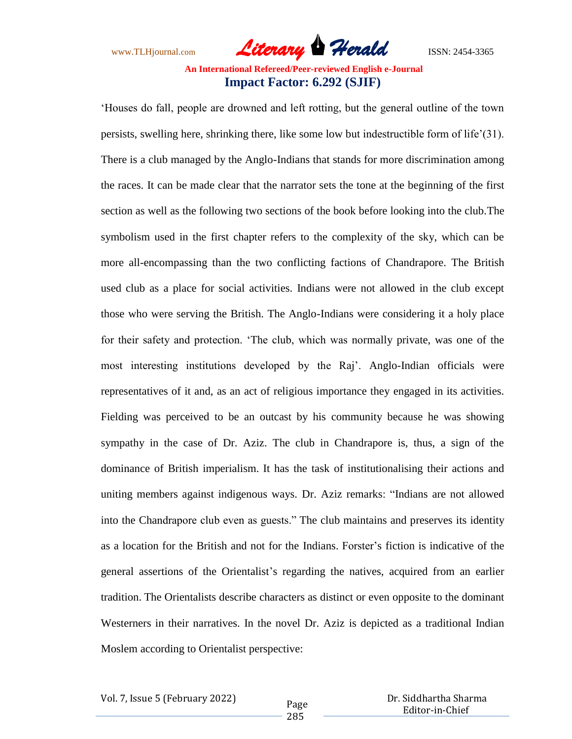'Houses do fall, people are drowned and left rotting, but the general outline of the town persists, swelling here, shrinking there, like some low but indestructible form of life'(31). There is a club managed by the Anglo-Indians that stands for more discrimination among the races. It can be made clear that the narrator sets the tone at the beginning of the first section as well as the following two sections of the book before looking into the club.The symbolism used in the first chapter refers to the complexity of the sky, which can be more all-encompassing than the two conflicting factions of Chandrapore. The British used club as a place for social activities. Indians were not allowed in the club except those who were serving the British. The Anglo-Indians were considering it a holy place for their safety and protection. 'The club, which was normally private, was one of the most interesting institutions developed by the Raj'. Anglo-Indian officials were representatives of it and, as an act of religious importance they engaged in its activities. Fielding was perceived to be an outcast by his community because he was showing sympathy in the case of Dr. Aziz. The club in Chandrapore is, thus, a sign of the dominance of British imperialism. It has the task of institutionalising their actions and uniting members against indigenous ways. Dr. Aziz remarks: "Indians are not allowed into the Chandrapore club even as guests." The club maintains and preserves its identity as a location for the British and not for the Indians. Forster's fiction is indicative of the general assertions of the Orientalist's regarding the natives, acquired from an earlier tradition. The Orientalists describe characters as distinct or even opposite to the dominant Westerners in their narratives. In the novel Dr. Aziz is depicted as a traditional Indian Moslem according to Orientalist perspective: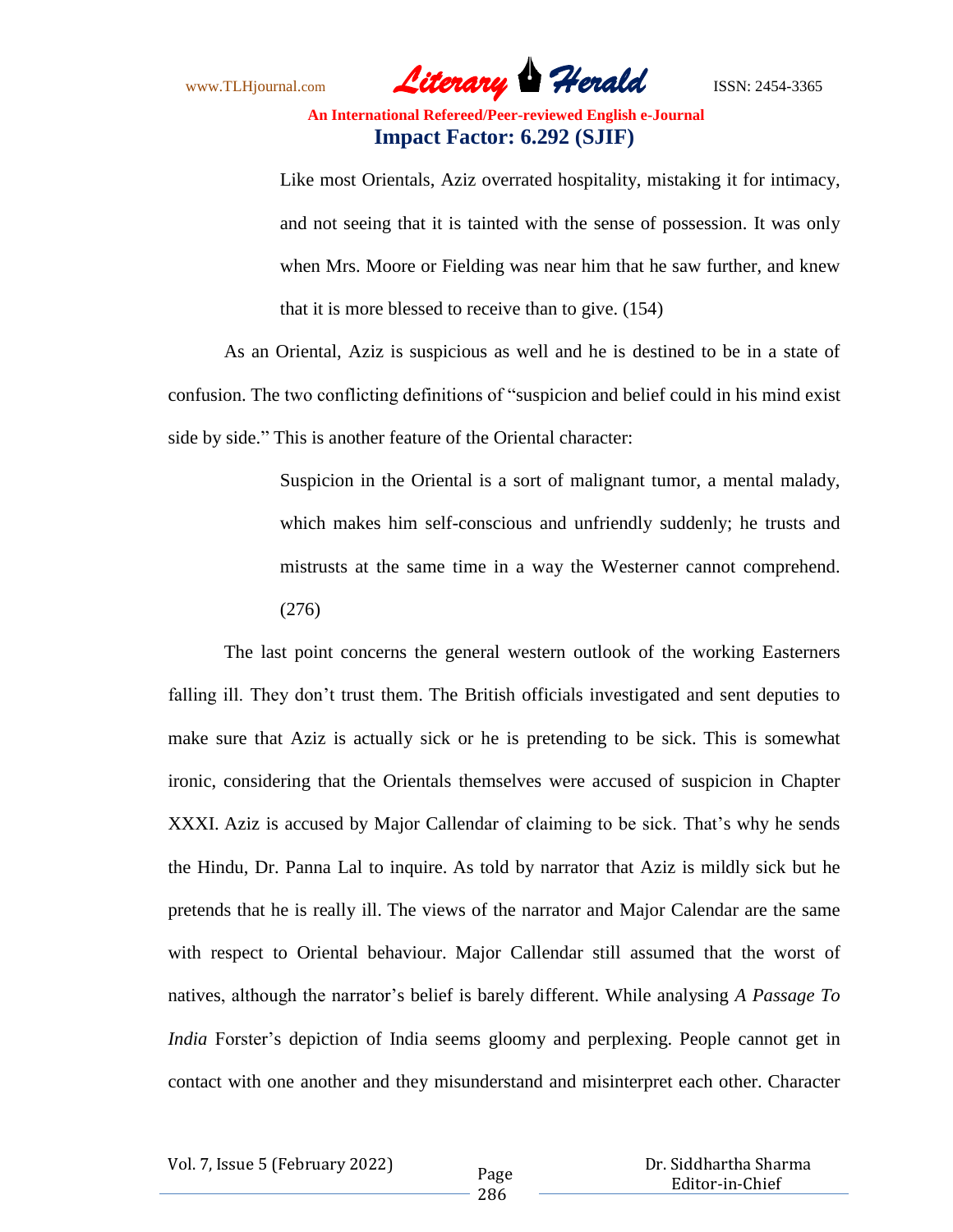> Like most Orientals, Aziz overrated hospitality, mistaking it for intimacy, and not seeing that it is tainted with the sense of possession. It was only when Mrs. Moore or Fielding was near him that he saw further, and knew that it is more blessed to receive than to give. (154)

As an Oriental, Aziz is suspicious as well and he is destined to be in a state of confusion. The two conflicting definitions of "suspicion and belief could in his mind exist side by side." This is another feature of the Oriental character:

> Suspicion in the Oriental is a sort of malignant tumor, a mental malady, which makes him self-conscious and unfriendly suddenly; he trusts and mistrusts at the same time in a way the Westerner cannot comprehend. (276)

The last point concerns the general western outlook of the working Easterners falling ill. They don't trust them. The British officials investigated and sent deputies to make sure that Aziz is actually sick or he is pretending to be sick. This is somewhat ironic, considering that the Orientals themselves were accused of suspicion in Chapter XXXI. Aziz is accused by Major Callendar of claiming to be sick. That's why he sends the Hindu, Dr. Panna Lal to inquire. As told by narrator that Aziz is mildly sick but he pretends that he is really ill. The views of the narrator and Major Calendar are the same with respect to Oriental behaviour. Major Callendar still assumed that the worst of natives, although the narrator's belief is barely different. While analysing *A Passage To India* Forster's depiction of India seems gloomy and perplexing. People cannot get in contact with one another and they misunderstand and misinterpret each other. Character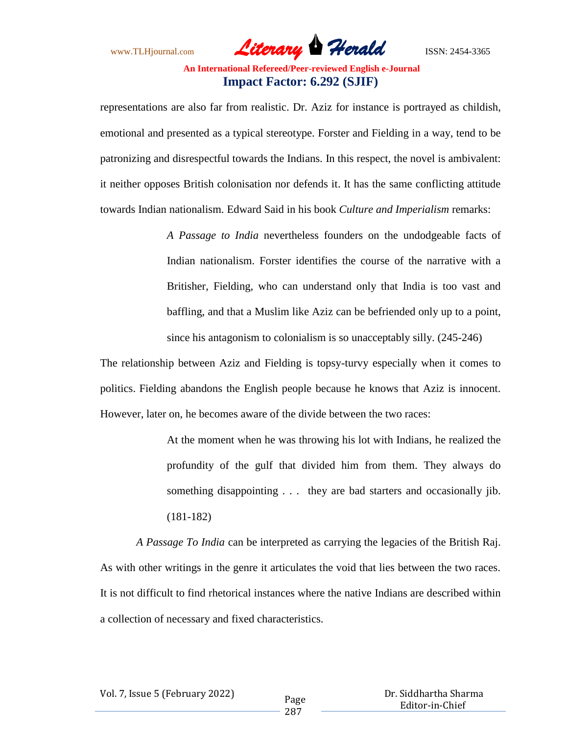representations are also far from realistic. Dr. Aziz for instance is portrayed as childish, emotional and presented as a typical stereotype. Forster and Fielding in a way, tend to be patronizing and disrespectful towards the Indians. In this respect, the novel is ambivalent: it neither opposes British colonisation nor defends it. It has the same conflicting attitude towards Indian nationalism. Edward Said in his book *Culture and Imperialism* remarks:

> *A Passage to India* nevertheless founders on the undodgeable facts of Indian nationalism. Forster identifies the course of the narrative with a Britisher, Fielding, who can understand only that India is too vast and baffling, and that a Muslim like Aziz can be befriended only up to a point, since his antagonism to colonialism is so unacceptably silly. (245-246)

The relationship between Aziz and Fielding is topsy-turvy especially when it comes to politics. Fielding abandons the English people because he knows that Aziz is innocent. However, later on, he becomes aware of the divide between the two races:

> At the moment when he was throwing his lot with Indians, he realized the profundity of the gulf that divided him from them. They always do something disappointing . . . they are bad starters and occasionally jib. (181-182)

*A Passage To India* can be interpreted as carrying the legacies of the British Raj. As with other writings in the genre it articulates the void that lies between the two races. It is not difficult to find rhetorical instances where the native Indians are described within a collection of necessary and fixed characteristics.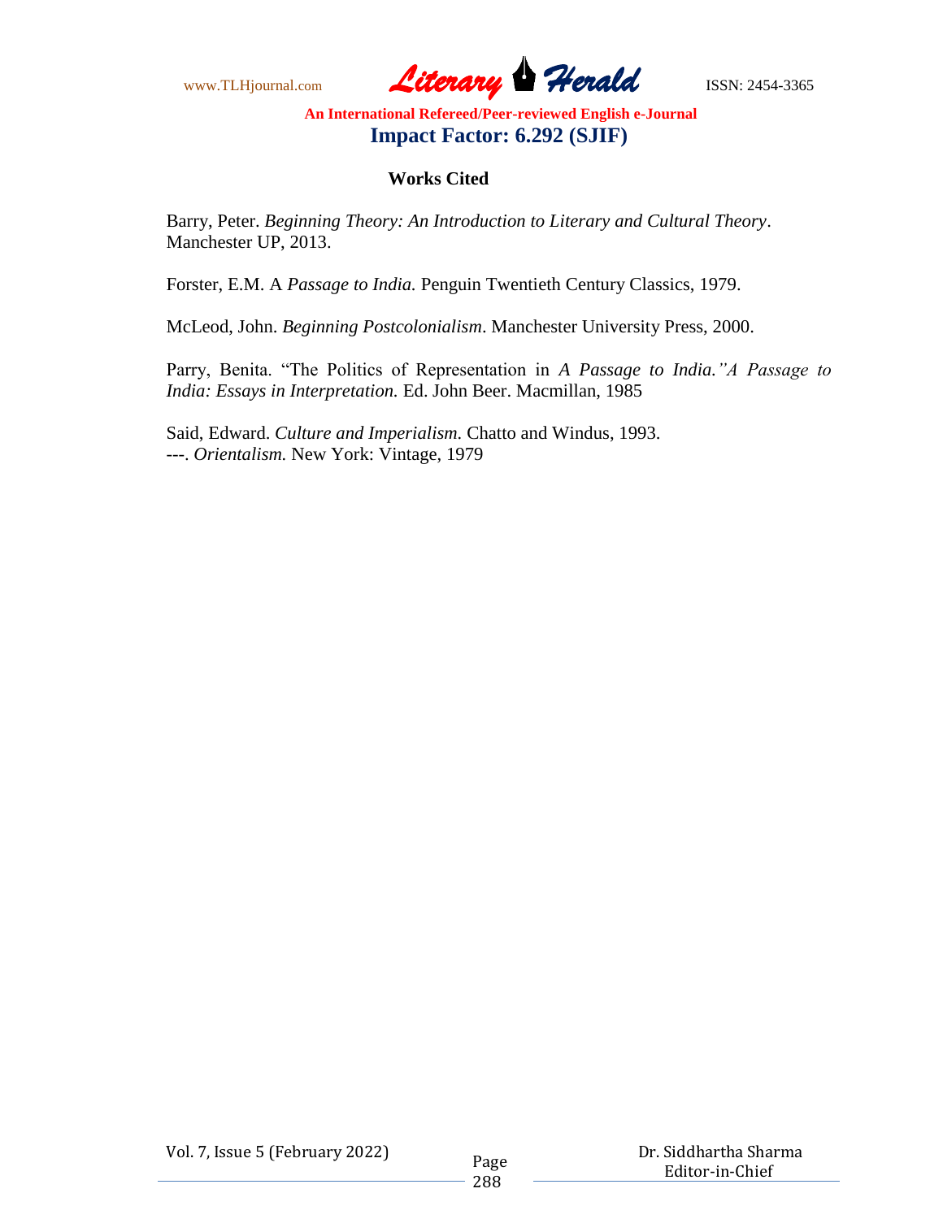## Works Cited

Barry, Peter. *Beginning Theory: An Introduction to Literary and Cultural Theory*. Manchester UP, 2013.

Forster, E.M. A *Passage to India.* Penguin Twentieth Century Classics, 1979.

McLeod, John. *Beginning Postcolonialism*. Manchester University Press, 2000.

Parry, Benita. "The Politics of Representation in *A Passage to India."A Passage to India: Essays in Interpretation.* Ed. John Beer. Macmillan, 1985

Said, Edward. *Culture and Imperialism.* Chatto and Windus, 1993.
---. *Orientalism.* New York: Vintage, 1979